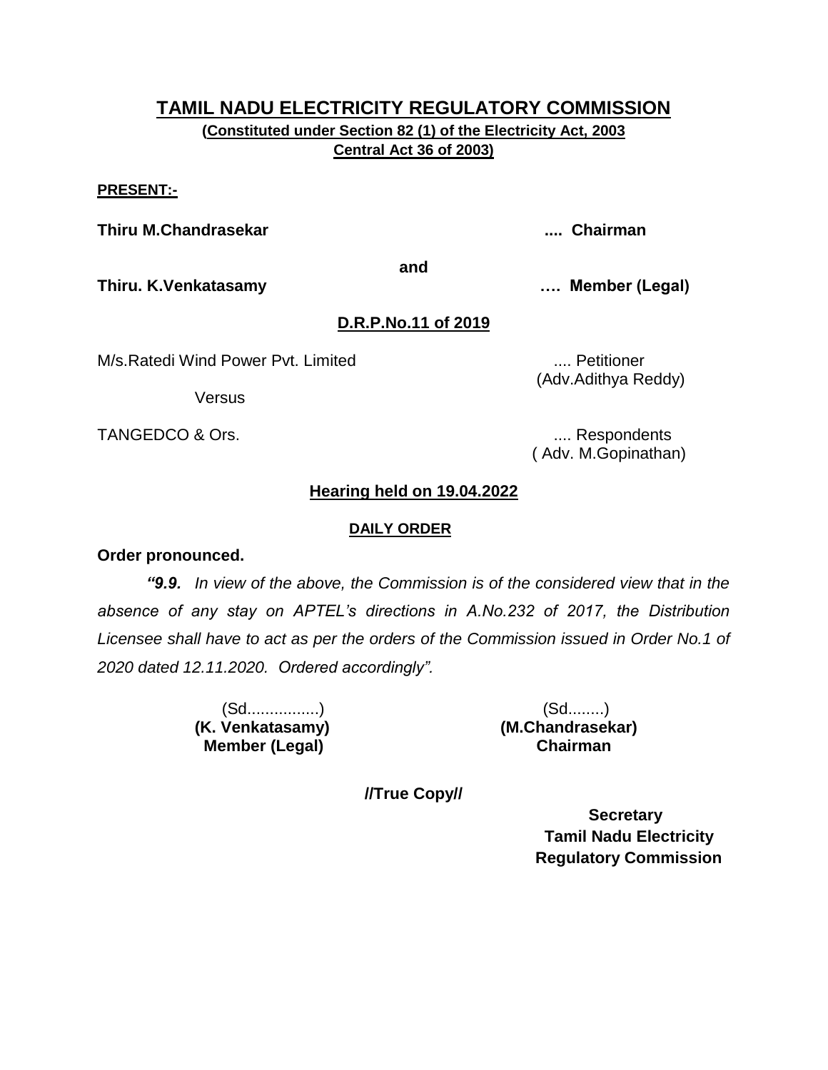# TAMIL NADU ELECTRICITY REGULATORY COMMISSION

**(Constituted under Section 82 (1) of the Electricity Act, 2003 Central Act 36 of 2003)**

**PRESENT:-**

**Thiru M.Chandrasekar** .... **Chairman**

**and**

**Thiru. K.Venkatasamy** …. **Member (Legal)**

## D.R.P.No.11 of 2019

M/s.Ratedi Wind Power Pvt. Limited .... Petitioner
(Adv.Adithya Reddy)

Versus

TANGEDCO & Ors. .... Respondents
( Adv. M.Gopinathan)

## Hearing held on 19.04.2022

### DAILY ORDER

**Order pronounced.**

***"9.9.*** *In view of the above, the Commission is of the considered view that in the absence of any stay on APTEL's directions in A.No.232 of 2017, the Distribution Licensee shall have to act as per the orders of the Commission issued in Order No.1 of 2020 dated 12.11.2020. Ordered accordingly".*

(Sd................)
**(K. Venkatasamy)**
**Member (Legal)**

(Sd........)
**(M.Chandrasekar)**
**Chairman**

**//True Copy//**

**Secretary**
**Tamil Nadu Electricity Regulatory Commission**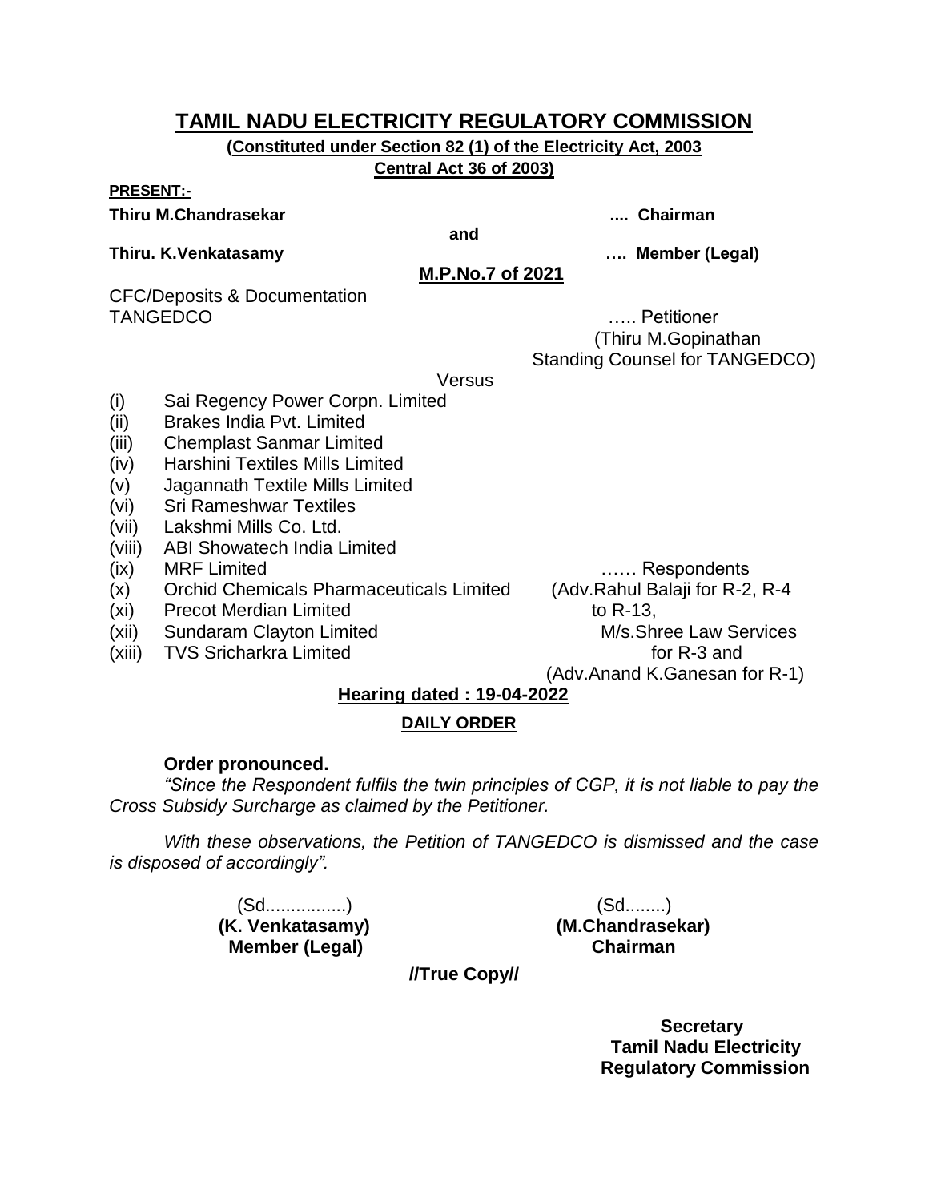# TAMIL NADU ELECTRICITY REGULATORY COMMISSION

**(Constituted under Section 82 (1) of the Electricity Act, 2003 Central Act 36 of 2003)**

**PRESENT:-**

**Thiru M.Chandrasekar .... Chairman**

**and**

**Thiru. K.Venkatasamy …. Member (Legal)**

**M.P.No.7 of 2021**

CFC/Deposits & Documentation
TANGEDCO ….. Petitioner
(Thiru M.Gopinathan
Standing Counsel for TANGEDCO)

Versus

(i) Sai Regency Power Corpn. Limited
(ii) Brakes India Pvt. Limited
(iii) Chemplast Sanmar Limited
(iv) Harshini Textiles Mills Limited
(v) Jagannath Textile Mills Limited
(vi) Sri Rameshwar Textiles
(vii) Lakshmi Mills Co. Ltd.
(viii) ABI Showatech India Limited
(ix) MRF Limited
(x) Orchid Chemicals Pharmaceuticals Limited
(xi) Precot Merdian Limited
(xii) Sundaram Clayton Limited
(xiii) TVS Sricharkra Limited

…… Respondents
(Adv.Rahul Balaji for R-2, R-4 to R-13,
M/s.Shree Law Services for R-3 and
(Adv.Anand K.Ganesan for R-1)

**Hearing dated : 19-04-2022**

**DAILY ORDER**

**Order pronounced.**

*"Since the Respondent fulfils the twin principles of CGP, it is not liable to pay the Cross Subsidy Surcharge as claimed by the Petitioner.*

*With these observations, the Petition of TANGEDCO is dismissed and the case is disposed of accordingly".*

(Sd................)
**(K. Venkatasamy)**
**Member (Legal)**

(Sd........)
**(M.Chandrasekar)**
**Chairman**

**//True Copy//**

**Secretary**
**Tamil Nadu Electricity Regulatory Commission**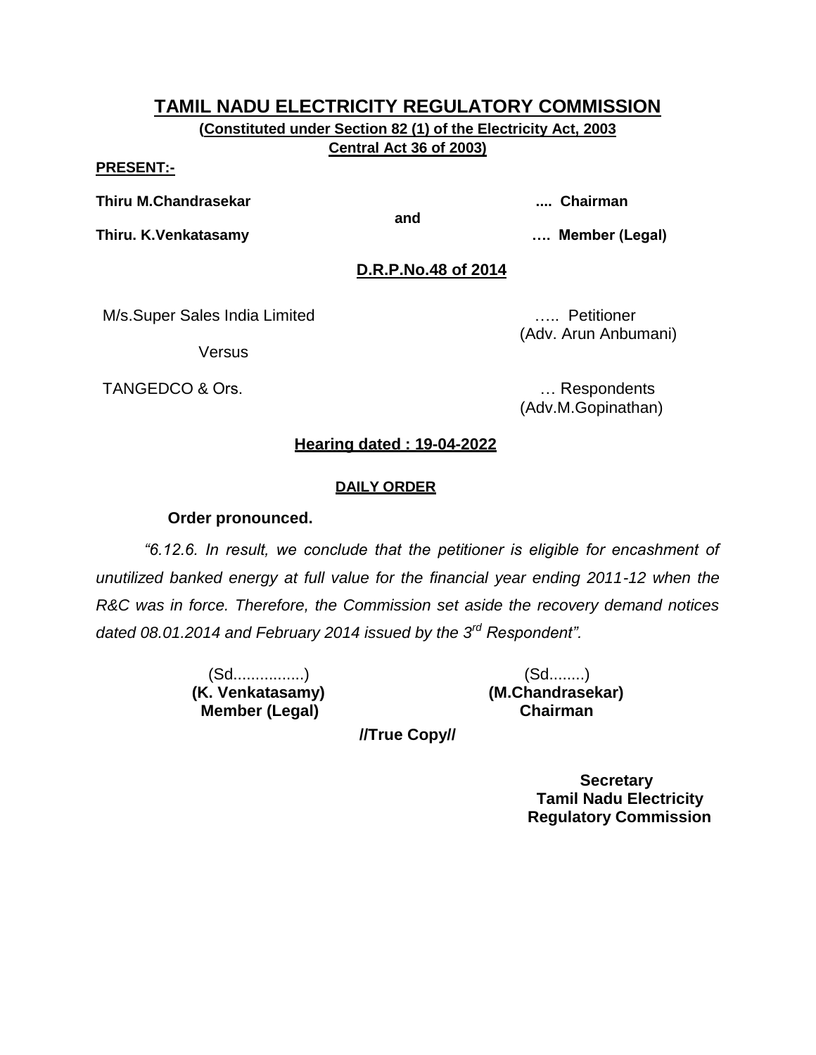# TAMIL NADU ELECTRICITY REGULATORY COMMISSION

**(Constituted under Section 82 (1) of the Electricity Act, 2003**
**Central Act 36 of 2003)**

**PRESENT:-**

**Thiru M.Chandrasekar** .... **Chairman**

**and**

**Thiru. K.Venkatasamy** …. **Member (Legal)**

**D.R.P.No.48 of 2014**

M/s.Super Sales India Limited ….. Petitioner
(Adv. Arun Anbumani)

Versus

TANGEDCO & Ors. … Respondents
(Adv.M.Gopinathan)

**Hearing dated : 19-04-2022**

**DAILY ORDER**

**Order pronounced.**

*"6.12.6. In result, we conclude that the petitioner is eligible for encashment of unutilized banked energy at full value for the financial year ending 2011-12 when the R&C was in force. Therefore, the Commission set aside the recovery demand notices dated 08.01.2014 and February 2014 issued by the 3rd Respondent".*

| (Sd................) | (Sd........) |
|---|---|
| **(K. Venkatasamy)** | **(M.Chandrasekar)** |
| **Member (Legal)** | **Chairman** |

**//True Copy//**

**Secretary**
**Tamil Nadu Electricity**
**Regulatory Commission**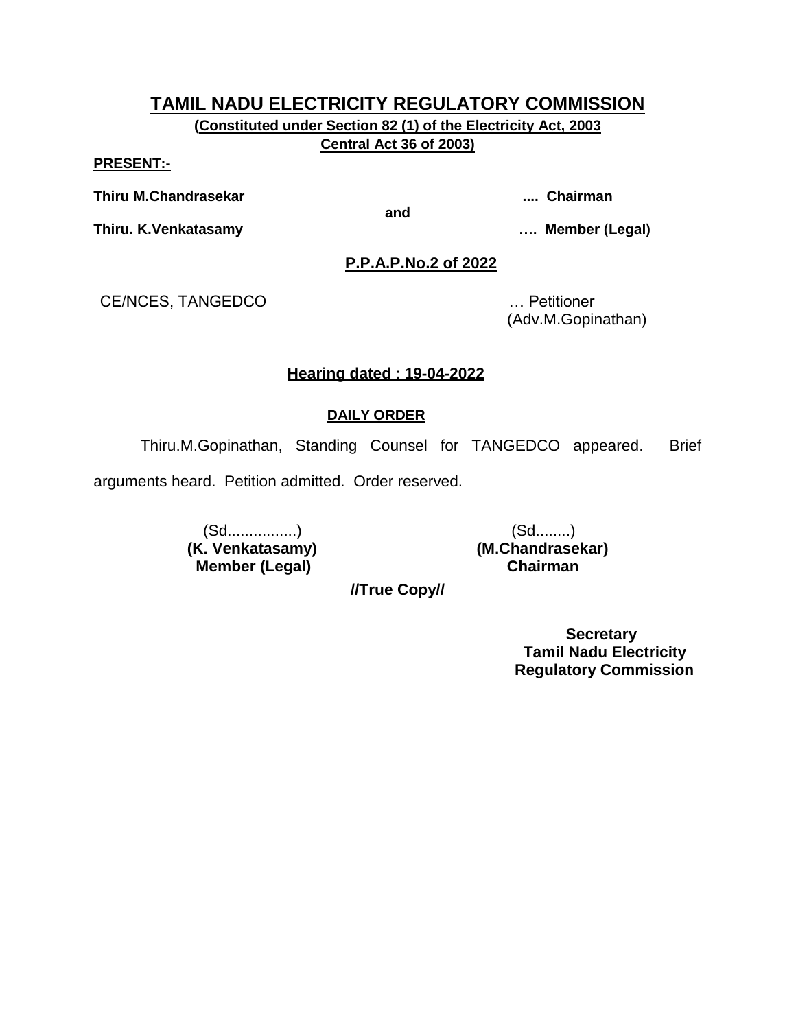# TAMIL NADU ELECTRICITY REGULATORY COMMISSION

**(Constituted under Section 82 (1) of the Electricity Act, 2003**
**Central Act 36 of 2003)**

**PRESENT:-**

**Thiru M.Chandrasekar** .... **Chairman**

**and**

**Thiru. K.Venkatasamy** …. **Member (Legal)**

**P.P.A.P.No.2 of 2022**

CE/NCES, TANGEDCO … Petitioner
(Adv.M.Gopinathan)

**Hearing dated : 19-04-2022**

**DAILY ORDER**

Thiru.M.Gopinathan, Standing Counsel for TANGEDCO appeared. Brief arguments heard. Petition admitted. Order reserved.

(Sd................)
**(K. Venkatasamy)**
**Member (Legal)**

(Sd........)
**(M.Chandrasekar)**
**Chairman**

**//True Copy//**

**Secretary**
**Tamil Nadu Electricity**
**Regulatory Commission**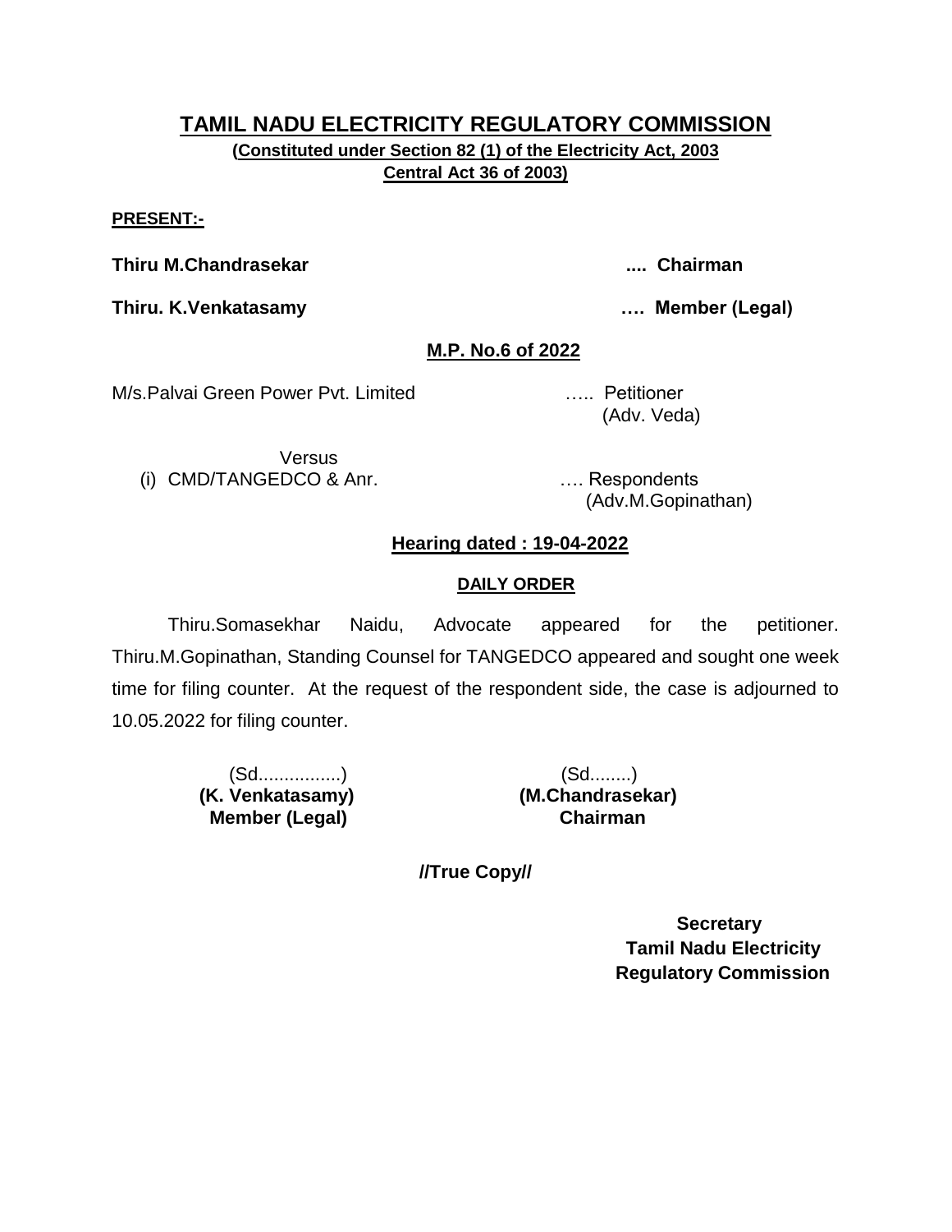# TAMIL NADU ELECTRICITY REGULATORY COMMISSION

**(Constituted under Section 82 (1) of the Electricity Act, 2003 Central Act 36 of 2003)**

**PRESENT:-**

**Thiru M.Chandrasekar .... Chairman**

**Thiru. K.Venkatasamy …. Member (Legal)**

## M.P. No.6 of 2022

M/s.Palvai Green Power Pvt. Limited ….. Petitioner
(Adv. Veda)

Versus

(i) CMD/TANGEDCO & Anr. …. Respondents
(Adv.M.Gopinathan)

### Hearing dated : 19-04-2022

### DAILY ORDER

Thiru.Somasekhar Naidu, Advocate appeared for the petitioner. Thiru.M.Gopinathan, Standing Counsel for TANGEDCO appeared and sought one week time for filing counter. At the request of the respondent side, the case is adjourned to 10.05.2022 for filing counter.

| (Sd................) | (Sd........) |
|---|---|
| **(K. Venkatasamy)** | **(M.Chandrasekar)** |
| **Member (Legal)** | **Chairman** |

**//True Copy//**

**Secretary**
**Tamil Nadu Electricity Regulatory Commission**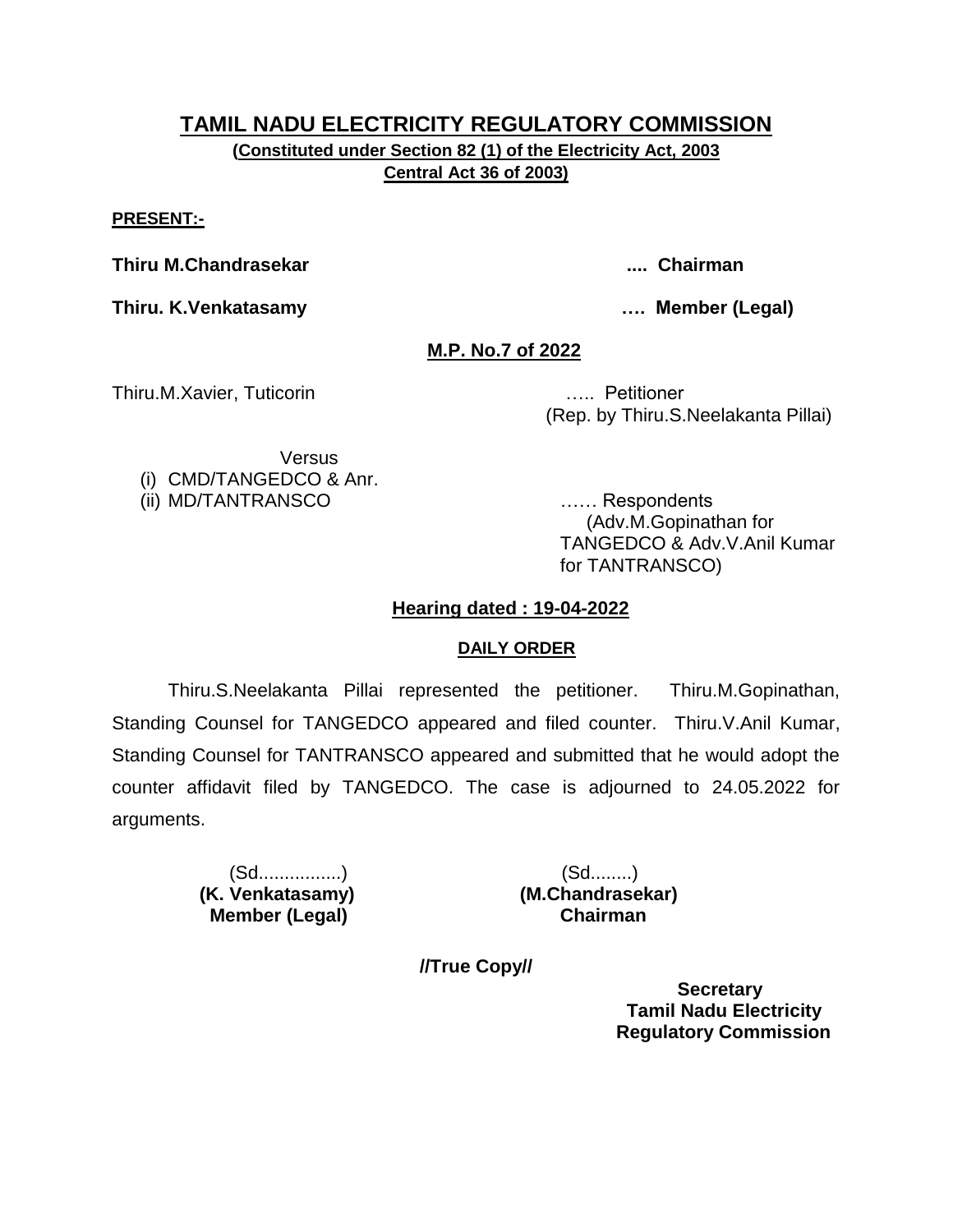# TAMIL NADU ELECTRICITY REGULATORY COMMISSION

**(Constituted under Section 82 (1) of the Electricity Act, 2003 Central Act 36 of 2003)**

**PRESENT:-**

**Thiru M.Chandrasekar .... Chairman**

**Thiru. K.Venkatasamy …. Member (Legal)**

**M.P. No.7 of 2022**

Thiru.M.Xavier, Tuticorin ….. Petitioner
(Rep. by Thiru.S.Neelakanta Pillai)

Versus

(i) CMD/TANGEDCO & Anr.
(ii) MD/TANTRANSCO …… Respondents
(Adv.M.Gopinathan for TANGEDCO & Adv.V.Anil Kumar for TANTRANSCO)

**Hearing dated : 19-04-2022**

**DAILY ORDER**

Thiru.S.Neelakanta Pillai represented the petitioner. Thiru.M.Gopinathan, Standing Counsel for TANGEDCO appeared and filed counter. Thiru.V.Anil Kumar, Standing Counsel for TANTRANSCO appeared and submitted that he would adopt the counter affidavit filed by TANGEDCO. The case is adjourned to 24.05.2022 for arguments.

(Sd................)
**(K. Venkatasamy)**
**Member (Legal)**

(Sd........)
**(M.Chandrasekar)**
**Chairman**

**//True Copy//**

**Secretary**
**Tamil Nadu Electricity Regulatory Commission**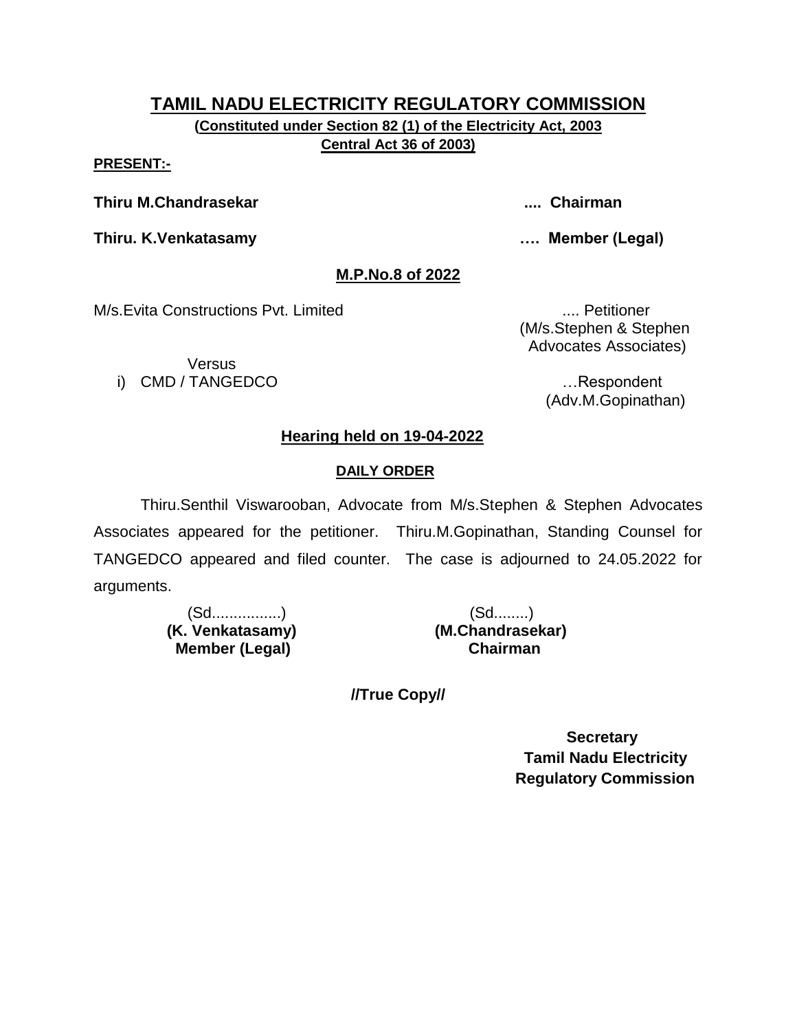# TAMIL NADU ELECTRICITY REGULATORY COMMISSION

**(Constituted under Section 82 (1) of the Electricity Act, 2003 Central Act 36 of 2003)**

**PRESENT:-**

**Thiru M.Chandrasekar .... Chairman**

**Thiru. K.Venkatasamy …. Member (Legal)**

## M.P.No.8 of 2022

M/s.Evita Constructions Pvt. Limited .... Petitioner
(M/s.Stephen & Stephen Advocates Associates)

Versus

i) CMD / TANGEDCO …Respondent
(Adv.M.Gopinathan)

### Hearing held on 19-04-2022

#### DAILY ORDER

Thiru.Senthil Viswarooban, Advocate from M/s.Stephen & Stephen Advocates Associates appeared for the petitioner. Thiru.M.Gopinathan, Standing Counsel for TANGEDCO appeared and filed counter. The case is adjourned to 24.05.2022 for arguments.

(Sd................)
**(K. Venkatasamy)**
**Member (Legal)**

(Sd........)
**(M.Chandrasekar)**
**Chairman**

**//True Copy//**

**Secretary**
**Tamil Nadu Electricity Regulatory Commission**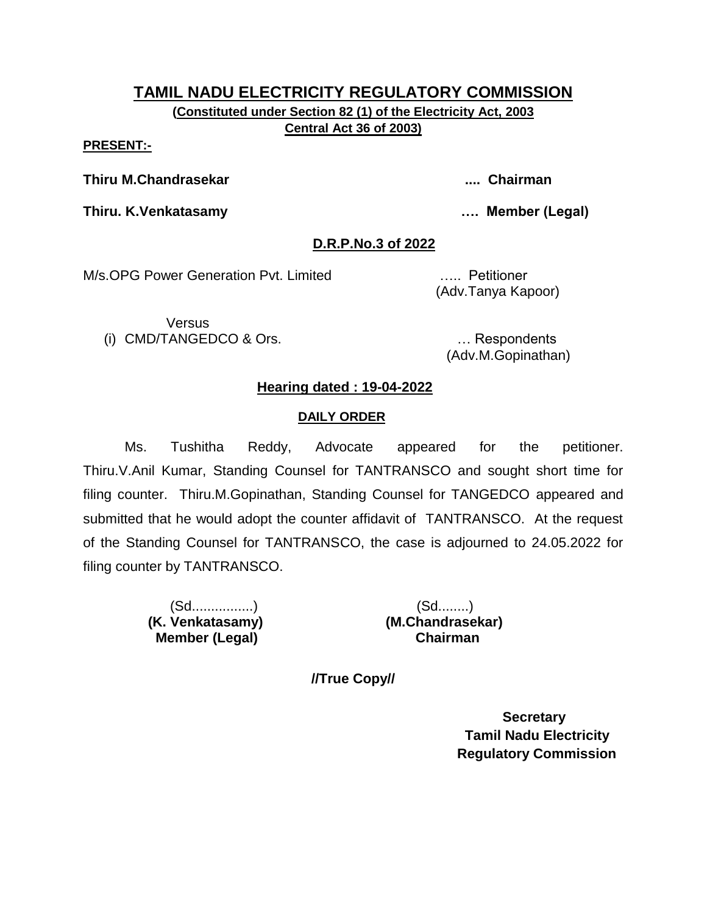# TAMIL NADU ELECTRICITY REGULATORY COMMISSION

**(Constituted under Section 82 (1) of the Electricity Act, 2003 Central Act 36 of 2003)**

**PRESENT:-**

**Thiru M.Chandrasekar .... Chairman**

**Thiru. K.Venkatasamy …. Member (Legal)**

## D.R.P.No.3 of 2022

M/s.OPG Power Generation Pvt. Limited ….. Petitioner
(Adv.Tanya Kapoor)

Versus

(i) CMD/TANGEDCO & Ors. … Respondents
(Adv.M.Gopinathan)

**Hearing dated : 19-04-2022**

**DAILY ORDER**

Ms. Tushitha Reddy, Advocate appeared for the petitioner. Thiru.V.Anil Kumar, Standing Counsel for TANTRANSCO and sought short time for filing counter. Thiru.M.Gopinathan, Standing Counsel for TANGEDCO appeared and submitted that he would adopt the counter affidavit of TANTRANSCO. At the request of the Standing Counsel for TANTRANSCO, the case is adjourned to 24.05.2022 for filing counter by TANTRANSCO.

| (Sd................) | (Sd........) |
|---|---|
| **(K. Venkatasamy)** | **(M.Chandrasekar)** |
| **Member (Legal)** | **Chairman** |

**//True Copy//**

**Secretary**
**Tamil Nadu Electricity Regulatory Commission**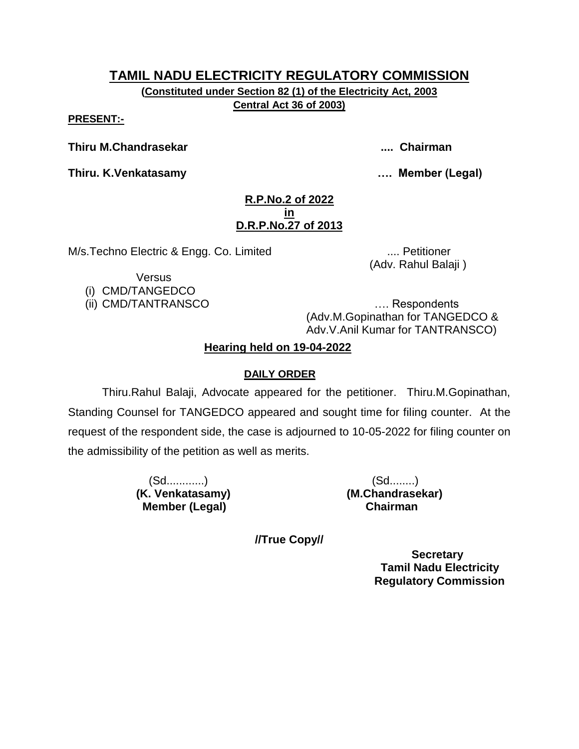# TAMIL NADU ELECTRICITY REGULATORY COMMISSION

**(Constituted under Section 82 (1) of the Electricity Act, 2003**
**Central Act 36 of 2003)**

**PRESENT:-**

**Thiru M.Chandrasekar .... Chairman**

**Thiru. K.Venkatasamy …. Member (Legal)**

**R.P.No.2 of 2022**
**in**
**D.R.P.No.27 of 2013**

M/s.Techno Electric & Engg. Co. Limited .... Petitioner
(Adv. Rahul Balaji )

Versus

(i) CMD/TANGEDCO
(ii) CMD/TANTRANSCO …. Respondents
(Adv.M.Gopinathan for TANGEDCO & Adv.V.Anil Kumar for TANTRANSCO)

**Hearing held on 19-04-2022**

**DAILY ORDER**

Thiru.Rahul Balaji, Advocate appeared for the petitioner. Thiru.M.Gopinathan, Standing Counsel for TANGEDCO appeared and sought time for filing counter. At the request of the respondent side, the case is adjourned to 10-05-2022 for filing counter on the admissibility of the petition as well as merits.

(Sd............)
**(K. Venkatasamy)**
**Member (Legal)**

(Sd........)
**(M.Chandrasekar)**
**Chairman**

**//True Copy//**

**Secretary**
**Tamil Nadu Electricity**
**Regulatory Commission**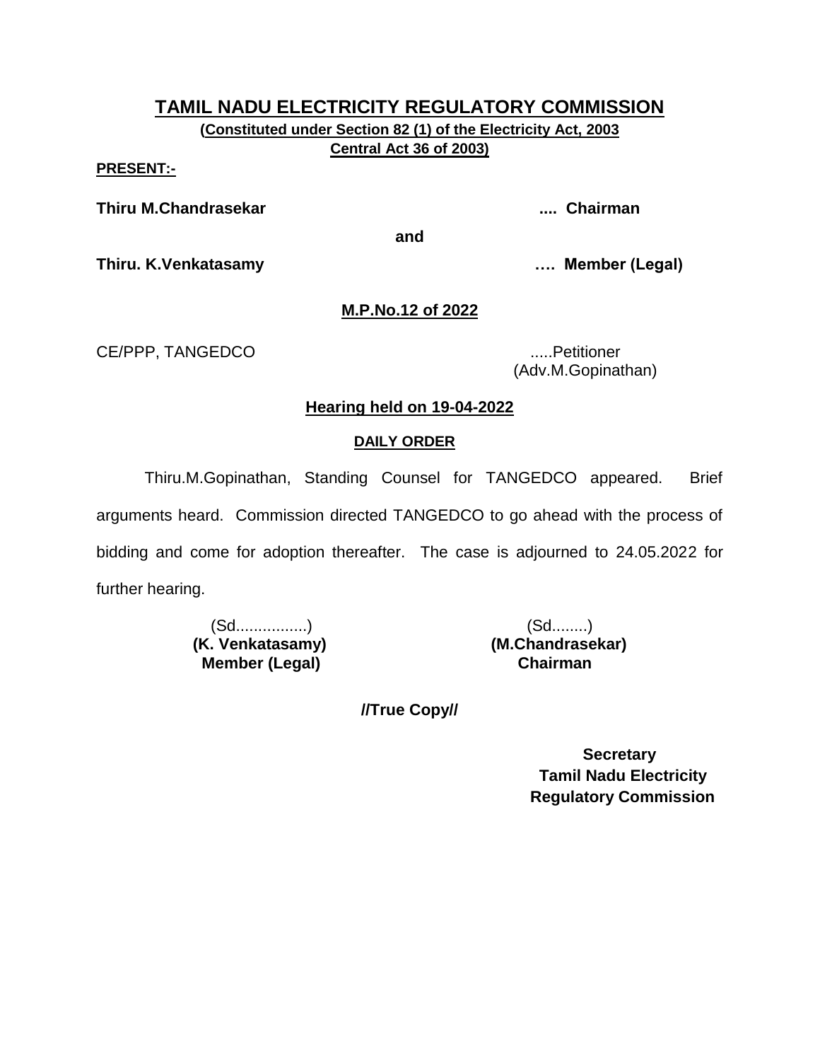# TAMIL NADU ELECTRICITY REGULATORY COMMISSION

**(Constituted under Section 82 (1) of the Electricity Act, 2003 Central Act 36 of 2003)**

**PRESENT:-**

**Thiru M.Chandrasekar .... Chairman**

**and**

**Thiru. K.Venkatasamy …. Member (Legal)**

**M.P.No.12 of 2022**

CE/PPP, TANGEDCO .....Petitioner
(Adv.M.Gopinathan)

**Hearing held on 19-04-2022**

**DAILY ORDER**

Thiru.M.Gopinathan, Standing Counsel for TANGEDCO appeared. Brief arguments heard. Commission directed TANGEDCO to go ahead with the process of bidding and come for adoption thereafter. The case is adjourned to 24.05.2022 for further hearing.

(Sd................)
**(K. Venkatasamy)**
**Member (Legal)**

(Sd........)
**(M.Chandrasekar)**
**Chairman**

**//True Copy//**

**Secretary**
**Tamil Nadu Electricity Regulatory Commission**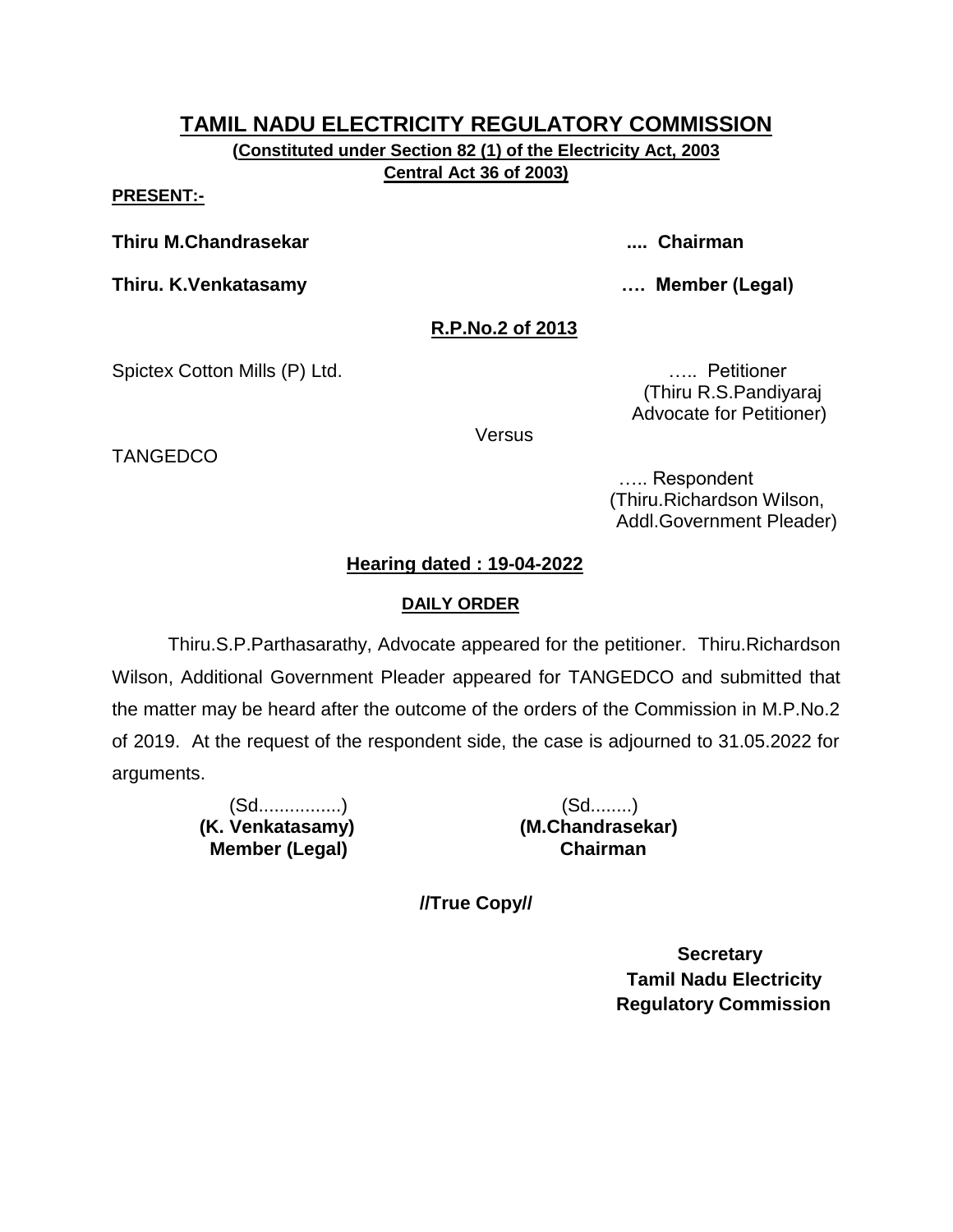# TAMIL NADU ELECTRICITY REGULATORY COMMISSION

**(Constituted under Section 82 (1) of the Electricity Act, 2003
Central Act 36 of 2003)**

**PRESENT:-**

**Thiru M.Chandrasekar .... Chairman**

**Thiru. K.Venkatasamy …. Member (Legal)**

**R.P.No.2 of 2013**

Spictex Cotton Mills (P) Ltd. ….. Petitioner
(Thiru R.S.Pandiyaraj
Advocate for Petitioner)

Versus

TANGEDCO

….. Respondent
(Thiru.Richardson Wilson,
Addl.Government Pleader)

**Hearing dated : 19-04-2022**

**DAILY ORDER**

Thiru.S.P.Parthasarathy, Advocate appeared for the petitioner. Thiru.Richardson Wilson, Additional Government Pleader appeared for TANGEDCO and submitted that the matter may be heard after the outcome of the orders of the Commission in M.P.No.2 of 2019. At the request of the respondent side, the case is adjourned to 31.05.2022 for arguments.

| (Sd................) | (Sd........) |
|---|---|
| **(K. Venkatasamy)** | **(M.Chandrasekar)** |
| **Member (Legal)** | **Chairman** |

**//True Copy//**

**Secretary
Tamil Nadu Electricity
Regulatory Commission**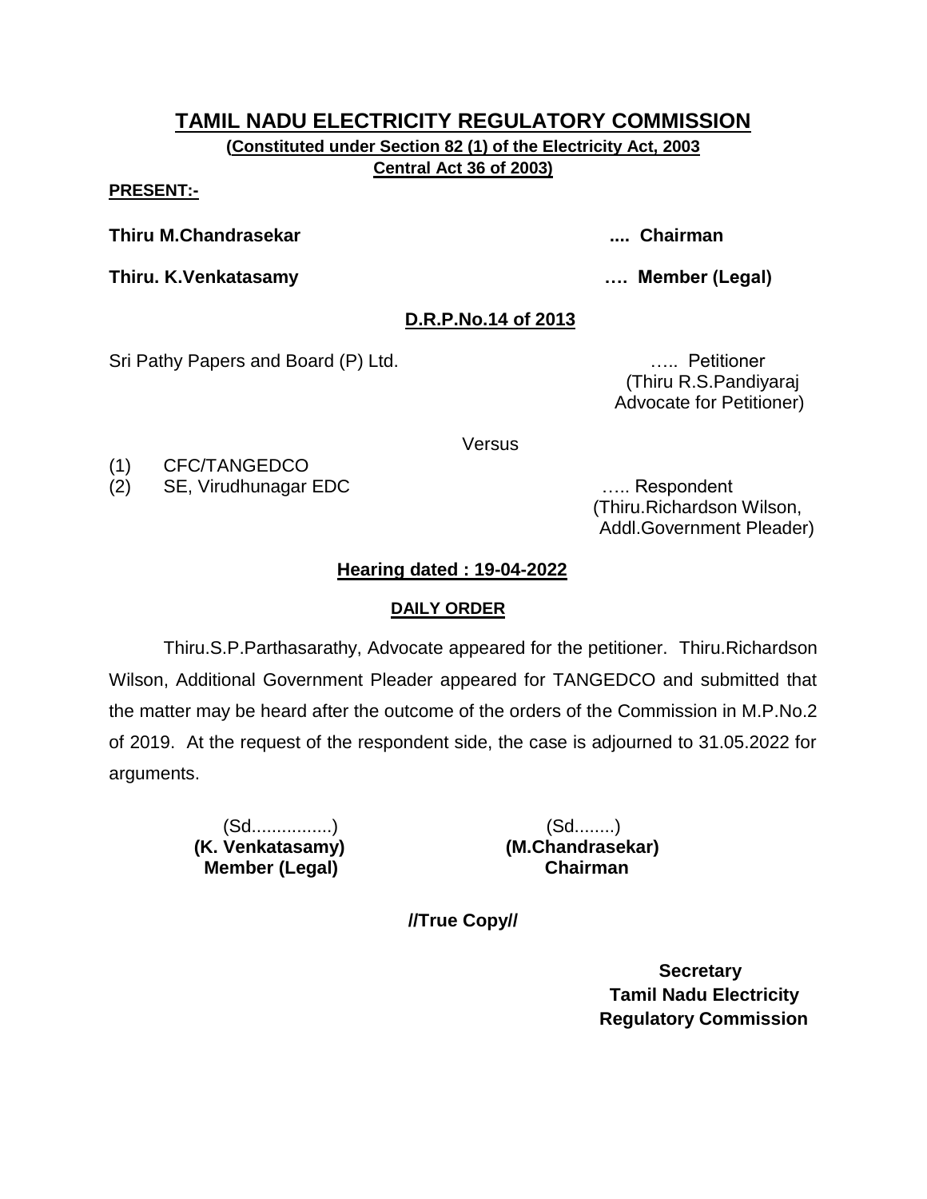# TAMIL NADU ELECTRICITY REGULATORY COMMISSION

**(Constituted under Section 82 (1) of the Electricity Act, 2003 Central Act 36 of 2003)**

**PRESENT:-**

**Thiru M.Chandrasekar .... Chairman**

**Thiru. K.Venkatasamy …. Member (Legal)**

## D.R.P.No.14 of 2013

Sri Pathy Papers and Board (P) Ltd. ….. Petitioner
(Thiru R.S.Pandiyaraj Advocate for Petitioner)

Versus

(1) CFC/TANGEDCO
(2) SE, Virudhunagar EDC ….. Respondent
(Thiru.Richardson Wilson, Addl.Government Pleader)

## Hearing dated : 19-04-2022

### DAILY ORDER

Thiru.S.P.Parthasarathy, Advocate appeared for the petitioner. Thiru.Richardson Wilson, Additional Government Pleader appeared for TANGEDCO and submitted that the matter may be heard after the outcome of the orders of the Commission in M.P.No.2 of 2019. At the request of the respondent side, the case is adjourned to 31.05.2022 for arguments.

(Sd................)
**(K. Venkatasamy)**
**Member (Legal)**

(Sd........)
**(M.Chandrasekar)**
**Chairman**

**//True Copy//**

**Secretary**
**Tamil Nadu Electricity Regulatory Commission**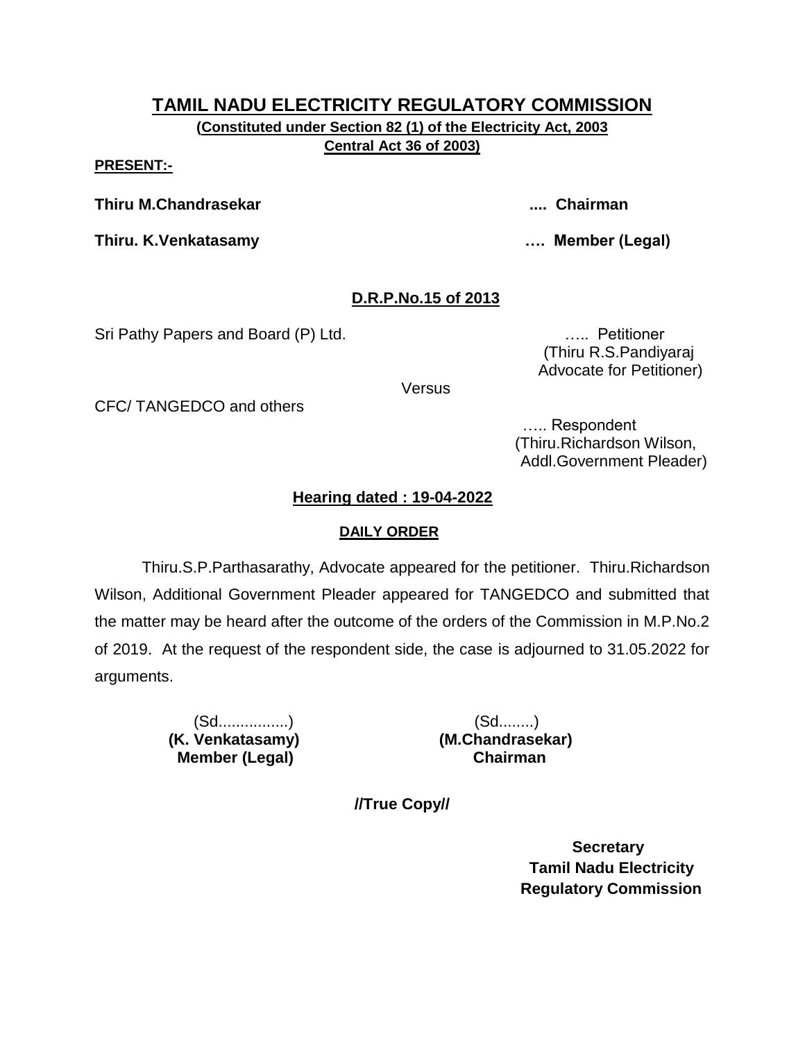# TAMIL NADU ELECTRICITY REGULATORY COMMISSION

**(Constituted under Section 82 (1) of the Electricity Act, 2003 Central Act 36 of 2003)**

**PRESENT:-**

**Thiru M.Chandrasekar .... Chairman**

**Thiru. K.Venkatasamy …. Member (Legal)**

## D.R.P.No.15 of 2013

Sri Pathy Papers and Board (P) Ltd. ….. Petitioner
(Thiru R.S.Pandiyaraj
Advocate for Petitioner)

Versus

CFC/ TANGEDCO and others ….. Respondent
(Thiru.Richardson Wilson,
Addl.Government Pleader)

## Hearing dated : 19-04-2022

### DAILY ORDER

Thiru.S.P.Parthasarathy, Advocate appeared for the petitioner. Thiru.Richardson Wilson, Additional Government Pleader appeared for TANGEDCO and submitted that the matter may be heard after the outcome of the orders of the Commission in M.P.No.2 of 2019. At the request of the respondent side, the case is adjourned to 31.05.2022 for arguments.

(Sd................)
**(K. Venkatasamy)**
**Member (Legal)**

(Sd........)
**(M.Chandrasekar)**
**Chairman**

**//True Copy//**

**Secretary**
**Tamil Nadu Electricity**
**Regulatory Commission**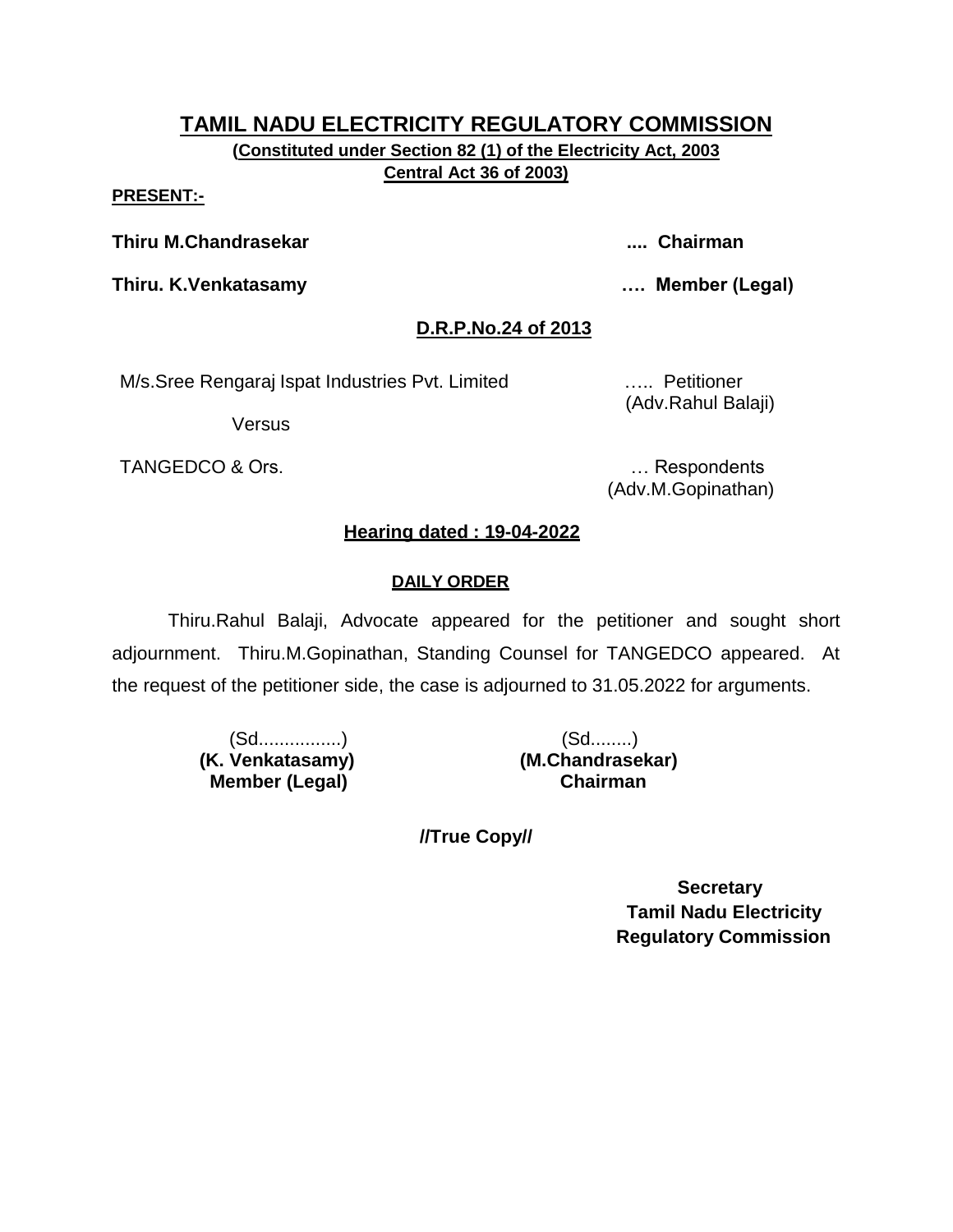# TAMIL NADU ELECTRICITY REGULATORY COMMISSION

**(Constituted under Section 82 (1) of the Electricity Act, 2003 Central Act 36 of 2003)**

**PRESENT:-**

**Thiru M.Chandrasekar .... Chairman**

**Thiru. K.Venkatasamy …. Member (Legal)**

**D.R.P.No.24 of 2013**

M/s.Sree Rengaraj Ispat Industries Pvt. Limited ….. Petitioner
(Adv.Rahul Balaji)

Versus

TANGEDCO & Ors. … Respondents
(Adv.M.Gopinathan)

**Hearing dated : 19-04-2022**

**DAILY ORDER**

Thiru.Rahul Balaji, Advocate appeared for the petitioner and sought short adjournment. Thiru.M.Gopinathan, Standing Counsel for TANGEDCO appeared. At the request of the petitioner side, the case is adjourned to 31.05.2022 for arguments.

| (Sd................) | (Sd........) |
|---|---|
| **(K. Venkatasamy)** | **(M.Chandrasekar)** |
| **Member (Legal)** | **Chairman** |

**//True Copy//**

**Secretary**
**Tamil Nadu Electricity Regulatory Commission**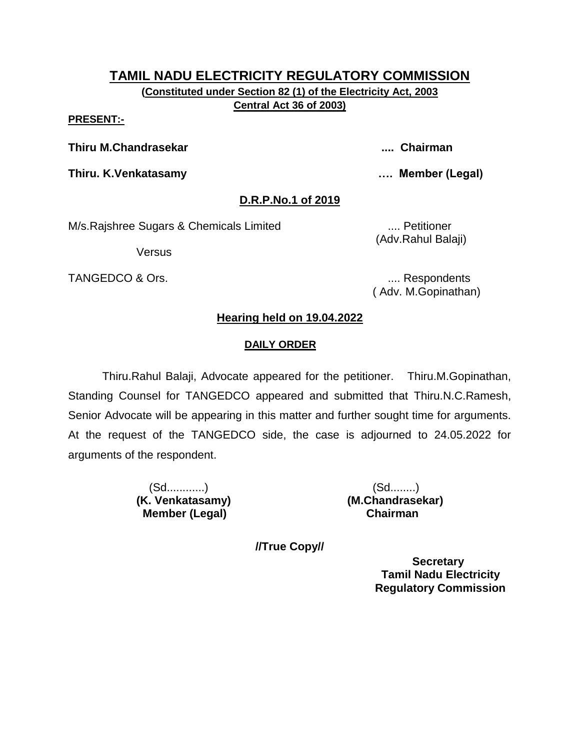# TAMIL NADU ELECTRICITY REGULATORY COMMISSION

**(Constituted under Section 82 (1) of the Electricity Act, 2003 Central Act 36 of 2003)**

**PRESENT:-**

**Thiru M.Chandrasekar** .... **Chairman**

**Thiru. K.Venkatasamy** …. **Member (Legal)**

## D.R.P.No.1 of 2019

M/s.Rajshree Sugars & Chemicals Limited .... Petitioner (Adv.Rahul Balaji)

Versus

TANGEDCO & Ors. .... Respondents ( Adv. M.Gopinathan)

### Hearing held on 19.04.2022

#### DAILY ORDER

Thiru.Rahul Balaji, Advocate appeared for the petitioner. Thiru.M.Gopinathan, Standing Counsel for TANGEDCO appeared and submitted that Thiru.N.C.Ramesh, Senior Advocate will be appearing in this matter and further sought time for arguments. At the request of the TANGEDCO side, the case is adjourned to 24.05.2022 for arguments of the respondent.

(Sd............)
**(K. Venkatasamy)**
**Member (Legal)**

(Sd........)
**(M.Chandrasekar)**
**Chairman**

**//True Copy//**

**Secretary**
**Tamil Nadu Electricity Regulatory Commission**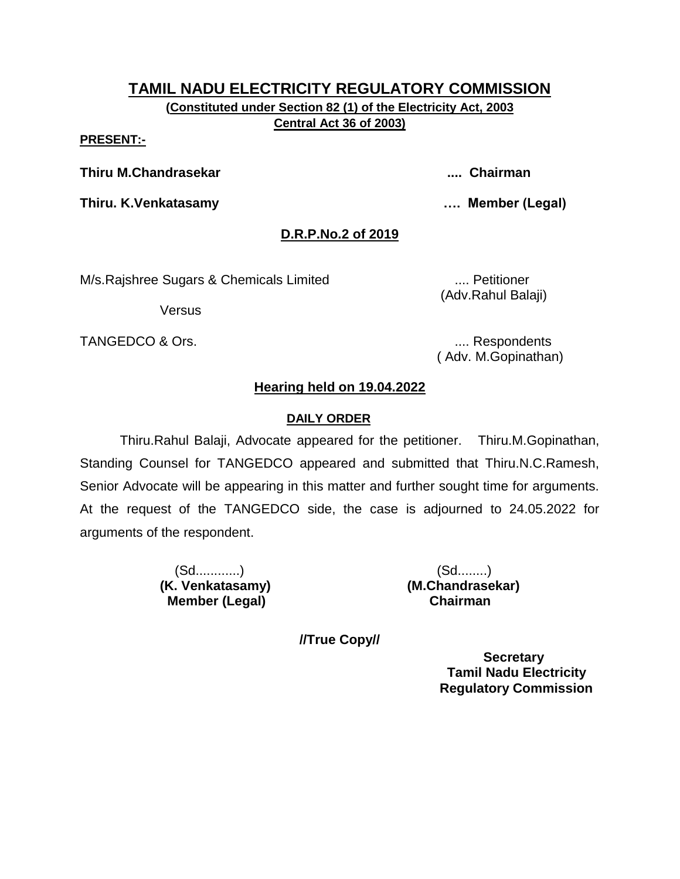# TAMIL NADU ELECTRICITY REGULATORY COMMISSION

**(Constituted under Section 82 (1) of the Electricity Act, 2003 Central Act 36 of 2003)**

**PRESENT:-**

**Thiru M.Chandrasekar .... Chairman**

**Thiru. K.Venkatasamy …. Member (Legal)**

**D.R.P.No.2 of 2019**

M/s.Rajshree Sugars & Chemicals Limited .... Petitioner
(Adv.Rahul Balaji)

Versus

TANGEDCO & Ors. .... Respondents
( Adv. M.Gopinathan)

**Hearing held on 19.04.2022**

**DAILY ORDER**

Thiru.Rahul Balaji, Advocate appeared for the petitioner. Thiru.M.Gopinathan, Standing Counsel for TANGEDCO appeared and submitted that Thiru.N.C.Ramesh, Senior Advocate will be appearing in this matter and further sought time for arguments. At the request of the TANGEDCO side, the case is adjourned to 24.05.2022 for arguments of the respondent.

(Sd............)
**(K. Venkatasamy)**
**Member (Legal)**

(Sd........)
**(M.Chandrasekar)**
**Chairman**

**//True Copy//**

**Secretary**
**Tamil Nadu Electricity Regulatory Commission**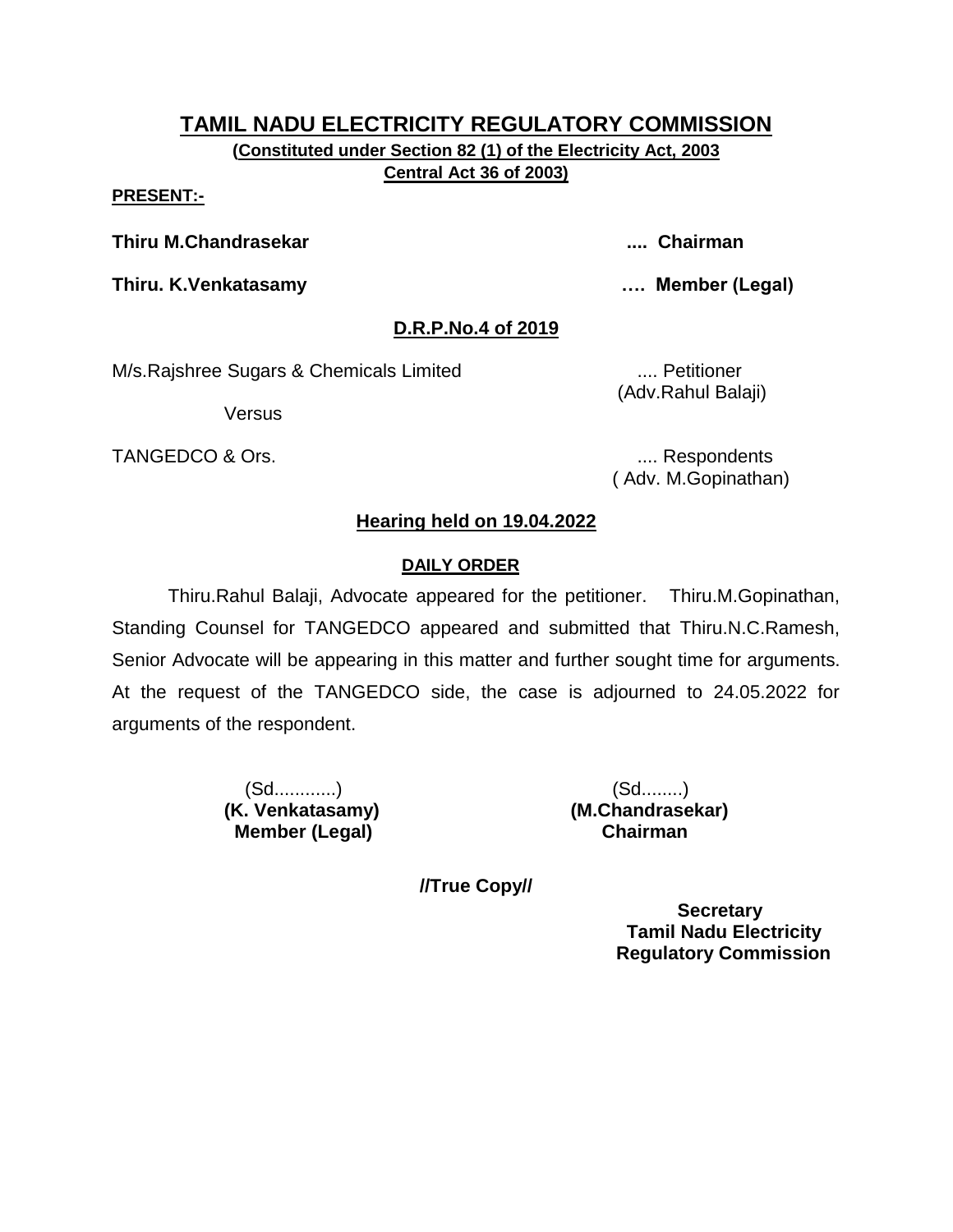# TAMIL NADU ELECTRICITY REGULATORY COMMISSION

**(Constituted under Section 82 (1) of the Electricity Act, 2003**
**Central Act 36 of 2003)**

**PRESENT:-**

**Thiru M.Chandrasekar .... Chairman**

**Thiru. K.Venkatasamy …. Member (Legal)**

**D.R.P.No.4 of 2019**

M/s.Rajshree Sugars & Chemicals Limited .... Petitioner
(Adv.Rahul Balaji)

Versus

TANGEDCO & Ors. .... Respondents
( Adv. M.Gopinathan)

**Hearing held on 19.04.2022**

**DAILY ORDER**

Thiru.Rahul Balaji, Advocate appeared for the petitioner. Thiru.M.Gopinathan, Standing Counsel for TANGEDCO appeared and submitted that Thiru.N.C.Ramesh, Senior Advocate will be appearing in this matter and further sought time for arguments. At the request of the TANGEDCO side, the case is adjourned to 24.05.2022 for arguments of the respondent.

(Sd............)
**(K. Venkatasamy)**
**Member (Legal)**

(Sd........)
**(M.Chandrasekar)**
**Chairman**

**//True Copy//**

**Secretary**
**Tamil Nadu Electricity**
**Regulatory Commission**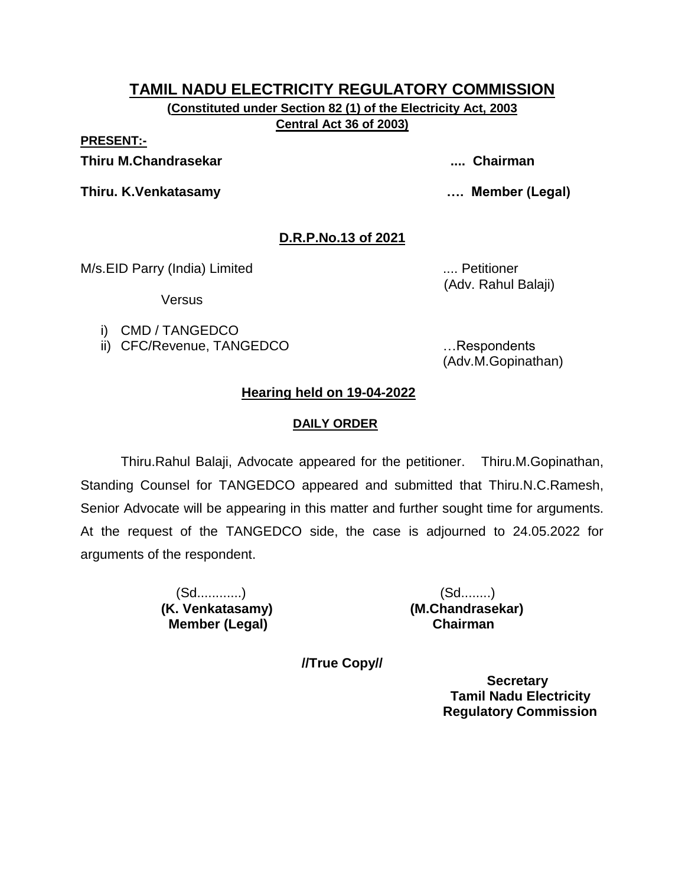# TAMIL NADU ELECTRICITY REGULATORY COMMISSION

**(Constituted under Section 82 (1) of the Electricity Act, 2003 Central Act 36 of 2003)**

**PRESENT:-**

**Thiru M.Chandrasekar .... Chairman**

**Thiru. K.Venkatasamy …. Member (Legal)**

## D.R.P.No.13 of 2021

M/s.EID Parry (India) Limited .... Petitioner
(Adv. Rahul Balaji)

Versus

i) CMD / TANGEDCO
ii) CFC/Revenue, TANGEDCO …Respondents
(Adv.M.Gopinathan)

### Hearing held on 19-04-2022

**DAILY ORDER**

Thiru.Rahul Balaji, Advocate appeared for the petitioner. Thiru.M.Gopinathan, Standing Counsel for TANGEDCO appeared and submitted that Thiru.N.C.Ramesh, Senior Advocate will be appearing in this matter and further sought time for arguments. At the request of the TANGEDCO side, the case is adjourned to 24.05.2022 for arguments of the respondent.

(Sd............)
**(K. Venkatasamy)**
**Member (Legal)**

(Sd........)
**(M.Chandrasekar)**
**Chairman**

**//True Copy//**

**Secretary**
**Tamil Nadu Electricity Regulatory Commission**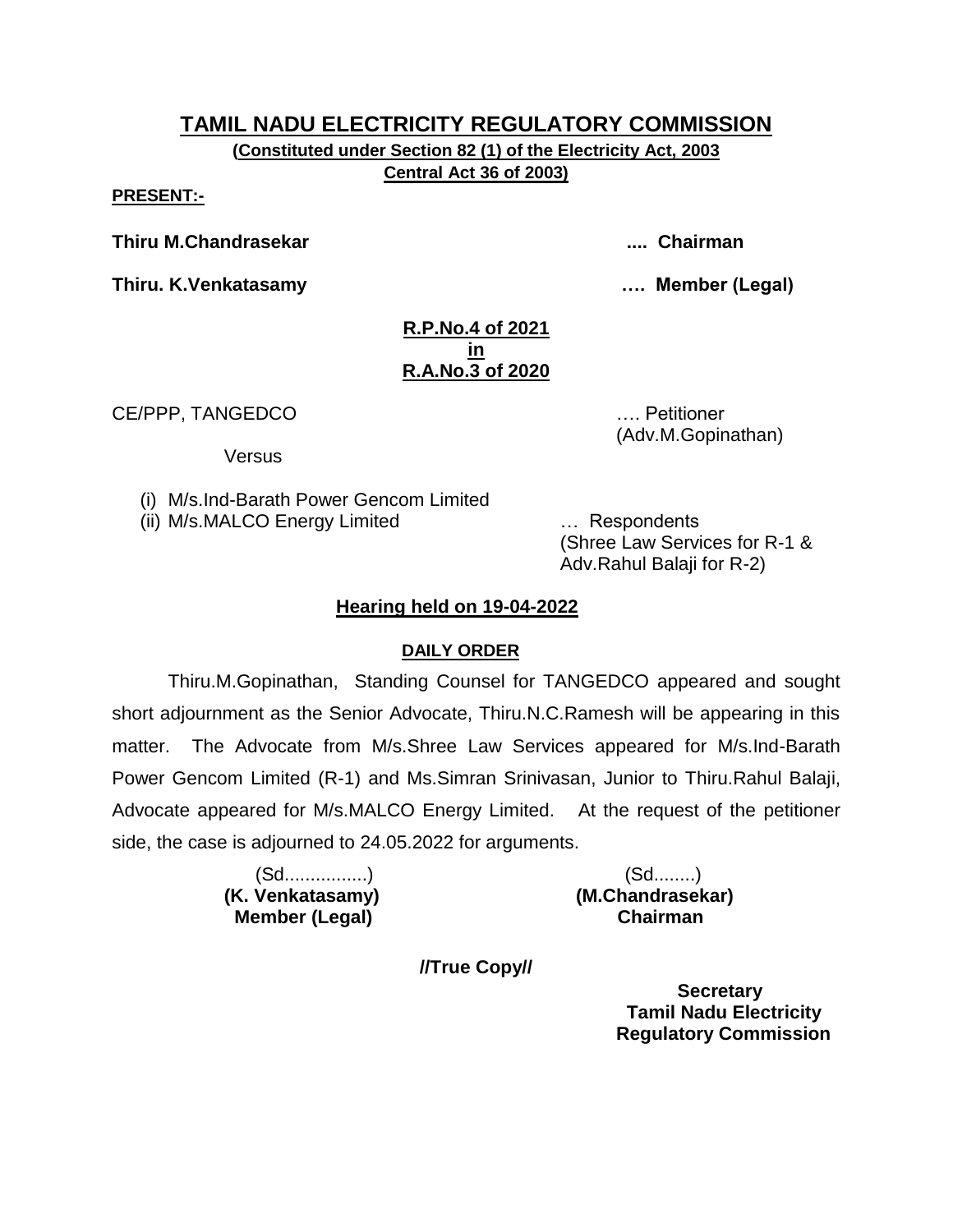# TAMIL NADU ELECTRICITY REGULATORY COMMISSION

**(Constituted under Section 82 (1) of the Electricity Act, 2003 Central Act 36 of 2003)**

**PRESENT:-**

**Thiru M.Chandrasekar .... Chairman**

**Thiru. K.Venkatasamy …. Member (Legal)**

**R.P.No.4 of 2021**
**in**
**R.A.No.3 of 2020**

CE/PPP, TANGEDCO …. Petitioner
(Adv.M.Gopinathan)

Versus

(i) M/s.Ind-Barath Power Gencom Limited
(ii) M/s.MALCO Energy Limited … Respondents
(Shree Law Services for R-1 & Adv.Rahul Balaji for R-2)

**Hearing held on 19-04-2022**

**DAILY ORDER**

Thiru.M.Gopinathan, Standing Counsel for TANGEDCO appeared and sought short adjournment as the Senior Advocate, Thiru.N.C.Ramesh will be appearing in this matter. The Advocate from M/s.Shree Law Services appeared for M/s.Ind-Barath Power Gencom Limited (R-1) and Ms.Simran Srinivasan, Junior to Thiru.Rahul Balaji, Advocate appeared for M/s.MALCO Energy Limited. At the request of the petitioner side, the case is adjourned to 24.05.2022 for arguments.

(Sd................)
**(K. Venkatasamy)**
**Member (Legal)**

(Sd........)
**(M.Chandrasekar)**
**Chairman**

**//True Copy//**

**Secretary**
**Tamil Nadu Electricity Regulatory Commission**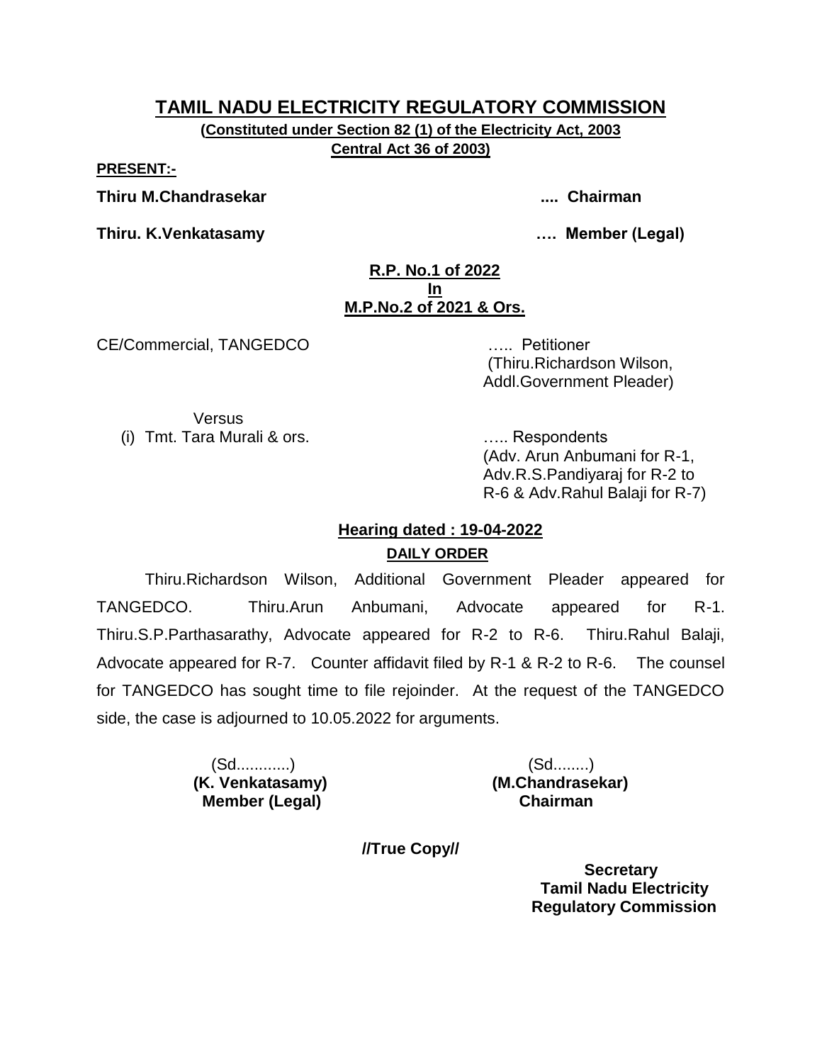# TAMIL NADU ELECTRICITY REGULATORY COMMISSION

**(Constituted under Section 82 (1) of the Electricity Act, 2003 Central Act 36 of 2003)**

**PRESENT:-**

**Thiru M.Chandrasekar .... Chairman**

**Thiru. K.Venkatasamy …. Member (Legal)**

**R.P. No.1 of 2022**
**In**
**M.P.No.2 of 2021 & Ors.**

CE/Commercial, TANGEDCO ….. Petitioner
(Thiru.Richardson Wilson, Addl.Government Pleader)

Versus

(i) Tmt. Tara Murali & ors. ….. Respondents
(Adv. Arun Anbumani for R-1, Adv.R.S.Pandiyaraj for R-2 to R-6 & Adv.Rahul Balaji for R-7)

**Hearing dated : 19-04-2022**

**DAILY ORDER**

Thiru.Richardson Wilson, Additional Government Pleader appeared for TANGEDCO. Thiru.Arun Anbumani, Advocate appeared for R-1. Thiru.S.P.Parthasarathy, Advocate appeared for R-2 to R-6. Thiru.Rahul Balaji, Advocate appeared for R-7. Counter affidavit filed by R-1 & R-2 to R-6. The counsel for TANGEDCO has sought time to file rejoinder. At the request of the TANGEDCO side, the case is adjourned to 10.05.2022 for arguments.

(Sd............)
**(K. Venkatasamy)**
**Member (Legal)**

(Sd........)
**(M.Chandrasekar)**
**Chairman**

**//True Copy//**

**Secretary**
**Tamil Nadu Electricity Regulatory Commission**